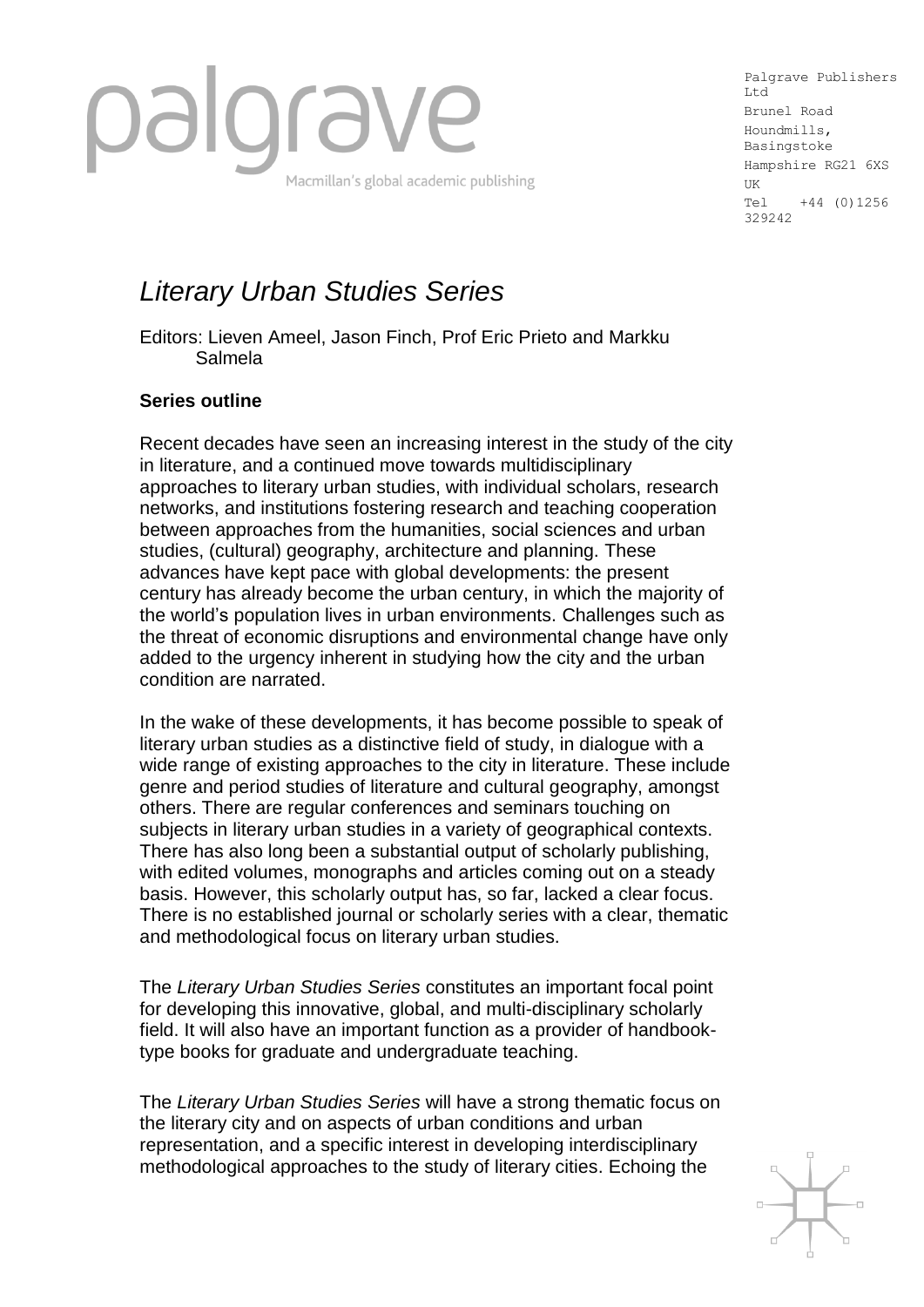palgrave

Macmillan's global academic publishing

Palgrave Publishers Ltd
Brunel Road
Houndmills, Basingstoke
Hampshire RG21 6XS
UK
Tel +44 (0)1256 329242

# *Literary Urban Studies Series*

Editors: Lieven Ameel, Jason Finch, Prof Eric Prieto and Markku Salmela

**Series outline**

Recent decades have seen an increasing interest in the study of the city in literature, and a continued move towards multidisciplinary approaches to literary urban studies, with individual scholars, research networks, and institutions fostering research and teaching cooperation between approaches from the humanities, social sciences and urban studies, (cultural) geography, architecture and planning. These advances have kept pace with global developments: the present century has already become the urban century, in which the majority of the world's population lives in urban environments. Challenges such as the threat of economic disruptions and environmental change have only added to the urgency inherent in studying how the city and the urban condition are narrated.

In the wake of these developments, it has become possible to speak of literary urban studies as a distinctive field of study, in dialogue with a wide range of existing approaches to the city in literature. These include genre and period studies of literature and cultural geography, amongst others. There are regular conferences and seminars touching on subjects in literary urban studies in a variety of geographical contexts. There has also long been a substantial output of scholarly publishing, with edited volumes, monographs and articles coming out on a steady basis. However, this scholarly output has, so far, lacked a clear focus. There is no established journal or scholarly series with a clear, thematic and methodological focus on literary urban studies.

The *Literary Urban Studies Series* constitutes an important focal point for developing this innovative, global, and multi-disciplinary scholarly field. It will also have an important function as a provider of handbook-type books for graduate and undergraduate teaching.

The *Literary Urban Studies Series* will have a strong thematic focus on the literary city and on aspects of urban conditions and urban representation, and a specific interest in developing interdisciplinary methodological approaches to the study of literary cities. Echoing the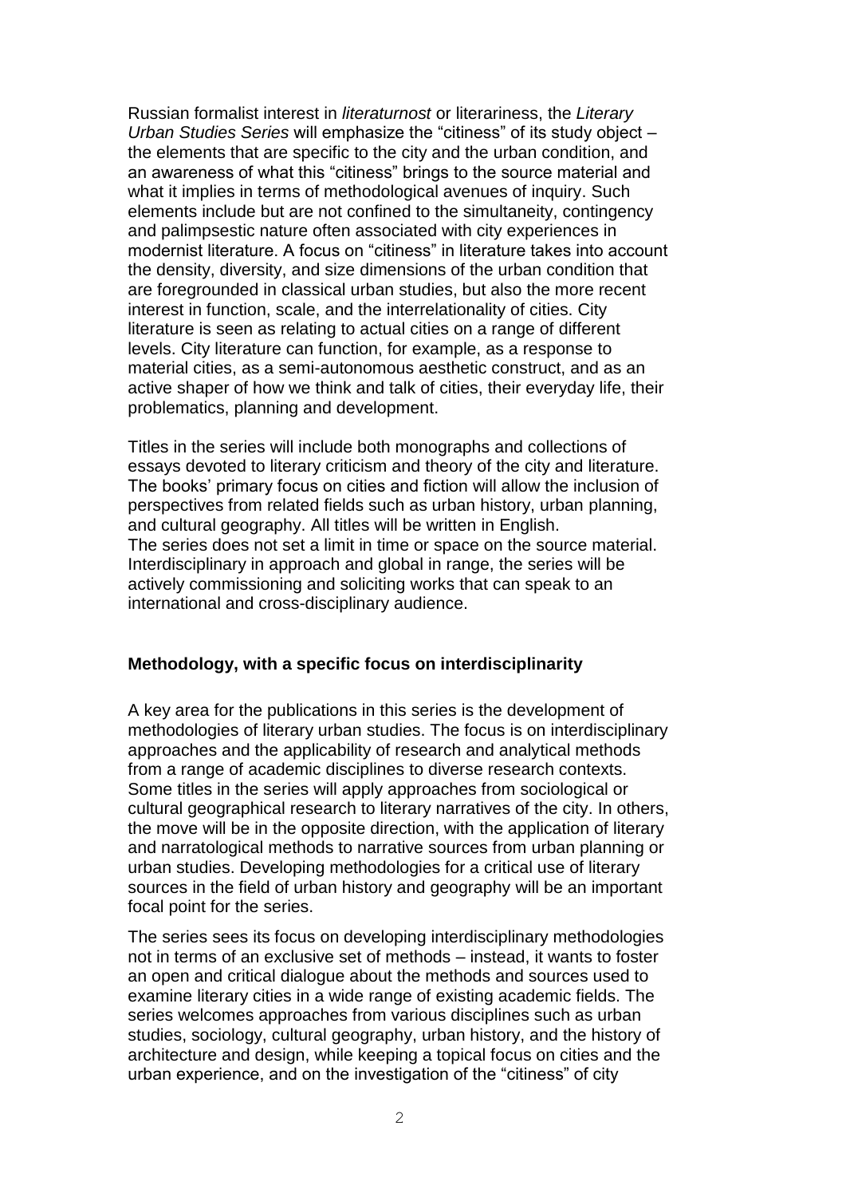Russian formalist interest in *literaturnost* or literariness, the *Literary Urban Studies Series* will emphasize the "citiness" of its study object – the elements that are specific to the city and the urban condition, and an awareness of what this "citiness" brings to the source material and what it implies in terms of methodological avenues of inquiry. Such elements include but are not confined to the simultaneity, contingency and palimpsestic nature often associated with city experiences in modernist literature. A focus on "citiness" in literature takes into account the density, diversity, and size dimensions of the urban condition that are foregrounded in classical urban studies, but also the more recent interest in function, scale, and the interrelationality of cities. City literature is seen as relating to actual cities on a range of different levels. City literature can function, for example, as a response to material cities, as a semi-autonomous aesthetic construct, and as an active shaper of how we think and talk of cities, their everyday life, their problematics, planning and development.

Titles in the series will include both monographs and collections of essays devoted to literary criticism and theory of the city and literature. The books' primary focus on cities and fiction will allow the inclusion of perspectives from related fields such as urban history, urban planning, and cultural geography. All titles will be written in English.
The series does not set a limit in time or space on the source material. Interdisciplinary in approach and global in range, the series will be actively commissioning and soliciting works that can speak to an international and cross-disciplinary audience.

**Methodology, with a specific focus on interdisciplinarity**

A key area for the publications in this series is the development of methodologies of literary urban studies. The focus is on interdisciplinary approaches and the applicability of research and analytical methods from a range of academic disciplines to diverse research contexts. Some titles in the series will apply approaches from sociological or cultural geographical research to literary narratives of the city. In others, the move will be in the opposite direction, with the application of literary and narratological methods to narrative sources from urban planning or urban studies. Developing methodologies for a critical use of literary sources in the field of urban history and geography will be an important focal point for the series.

The series sees its focus on developing interdisciplinary methodologies not in terms of an exclusive set of methods – instead, it wants to foster an open and critical dialogue about the methods and sources used to examine literary cities in a wide range of existing academic fields. The series welcomes approaches from various disciplines such as urban studies, sociology, cultural geography, urban history, and the history of architecture and design, while keeping a topical focus on cities and the urban experience, and on the investigation of the "citiness" of city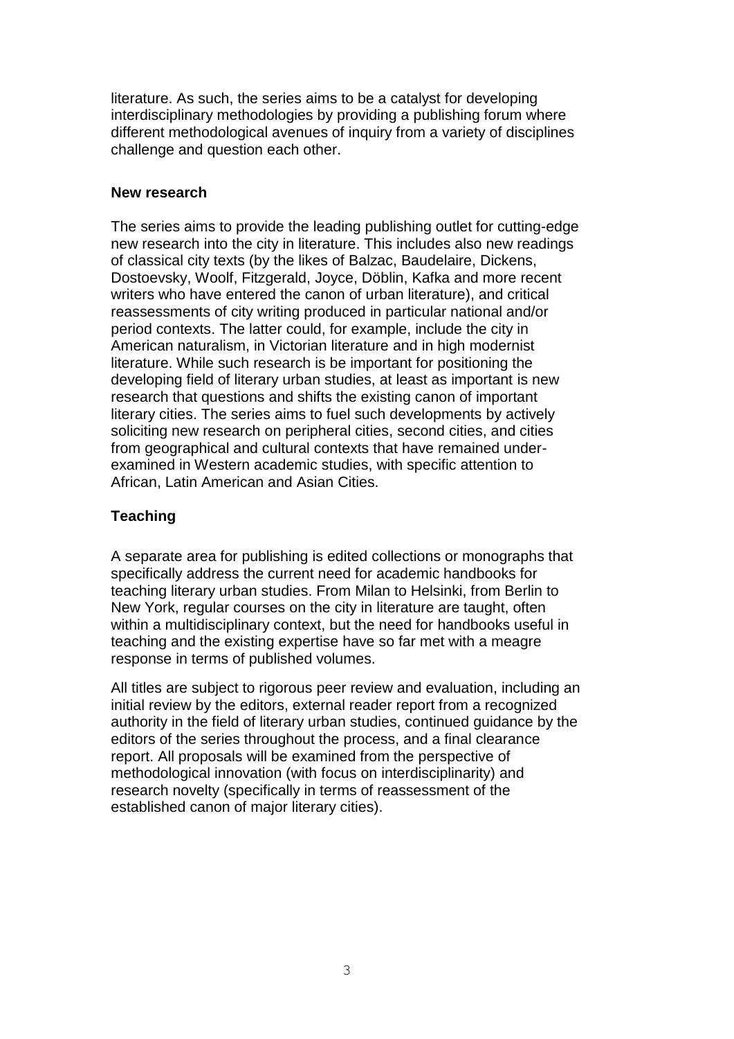literature. As such, the series aims to be a catalyst for developing interdisciplinary methodologies by providing a publishing forum where different methodological avenues of inquiry from a variety of disciplines challenge and question each other.

### New research

The series aims to provide the leading publishing outlet for cutting-edge new research into the city in literature. This includes also new readings of classical city texts (by the likes of Balzac, Baudelaire, Dickens, Dostoevsky, Woolf, Fitzgerald, Joyce, Döblin, Kafka and more recent writers who have entered the canon of urban literature), and critical reassessments of city writing produced in particular national and/or period contexts. The latter could, for example, include the city in American naturalism, in Victorian literature and in high modernist literature. While such research is be important for positioning the developing field of literary urban studies, at least as important is new research that questions and shifts the existing canon of important literary cities. The series aims to fuel such developments by actively soliciting new research on peripheral cities, second cities, and cities from geographical and cultural contexts that have remained under-examined in Western academic studies, with specific attention to African, Latin American and Asian Cities.

### Teaching

A separate area for publishing is edited collections or monographs that specifically address the current need for academic handbooks for teaching literary urban studies. From Milan to Helsinki, from Berlin to New York, regular courses on the city in literature are taught, often within a multidisciplinary context, but the need for handbooks useful in teaching and the existing expertise have so far met with a meagre response in terms of published volumes.

All titles are subject to rigorous peer review and evaluation, including an initial review by the editors, external reader report from a recognized authority in the field of literary urban studies, continued guidance by the editors of the series throughout the process, and a final clearance report. All proposals will be examined from the perspective of methodological innovation (with focus on interdisciplinarity) and research novelty (specifically in terms of reassessment of the established canon of major literary cities).